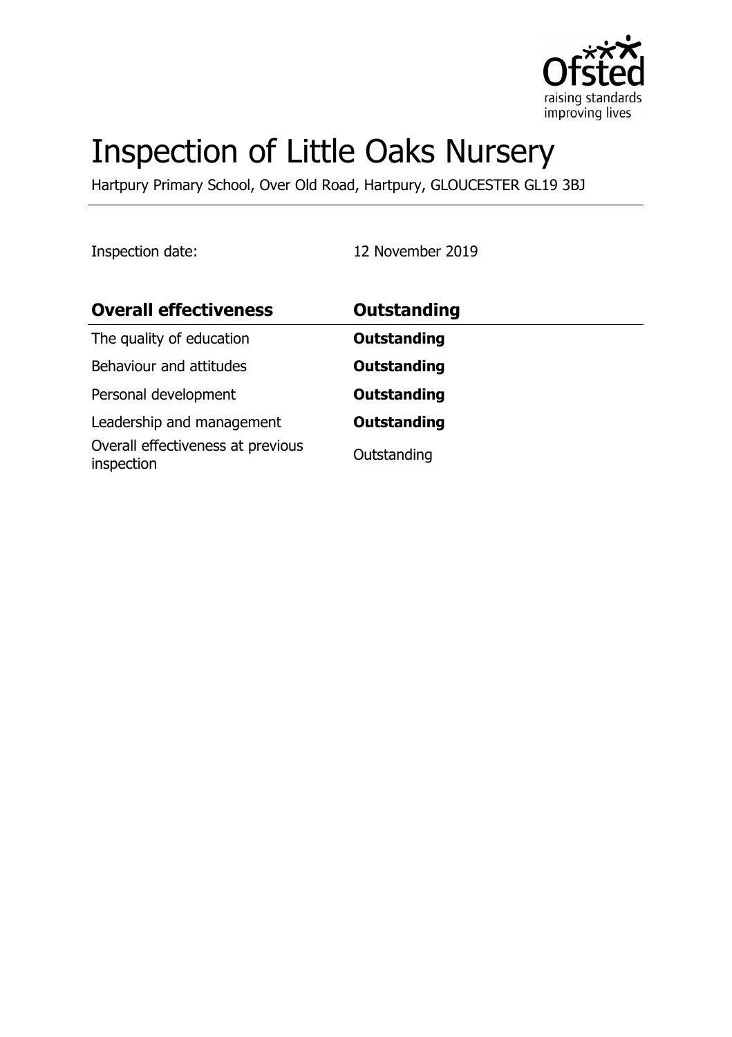# Inspection of Little Oaks Nursery

Hartpury Primary School, Over Old Road, Hartpury, GLOUCESTER GL19 3BJ

Inspection date: 12 November 2019

| **Overall effectiveness** | **Outstanding** |
|---|---|
| The quality of education | **Outstanding** |
| Behaviour and attitudes | **Outstanding** |
| Personal development | **Outstanding** |
| Leadership and management | **Outstanding** |
| Overall effectiveness at previous inspection | Outstanding |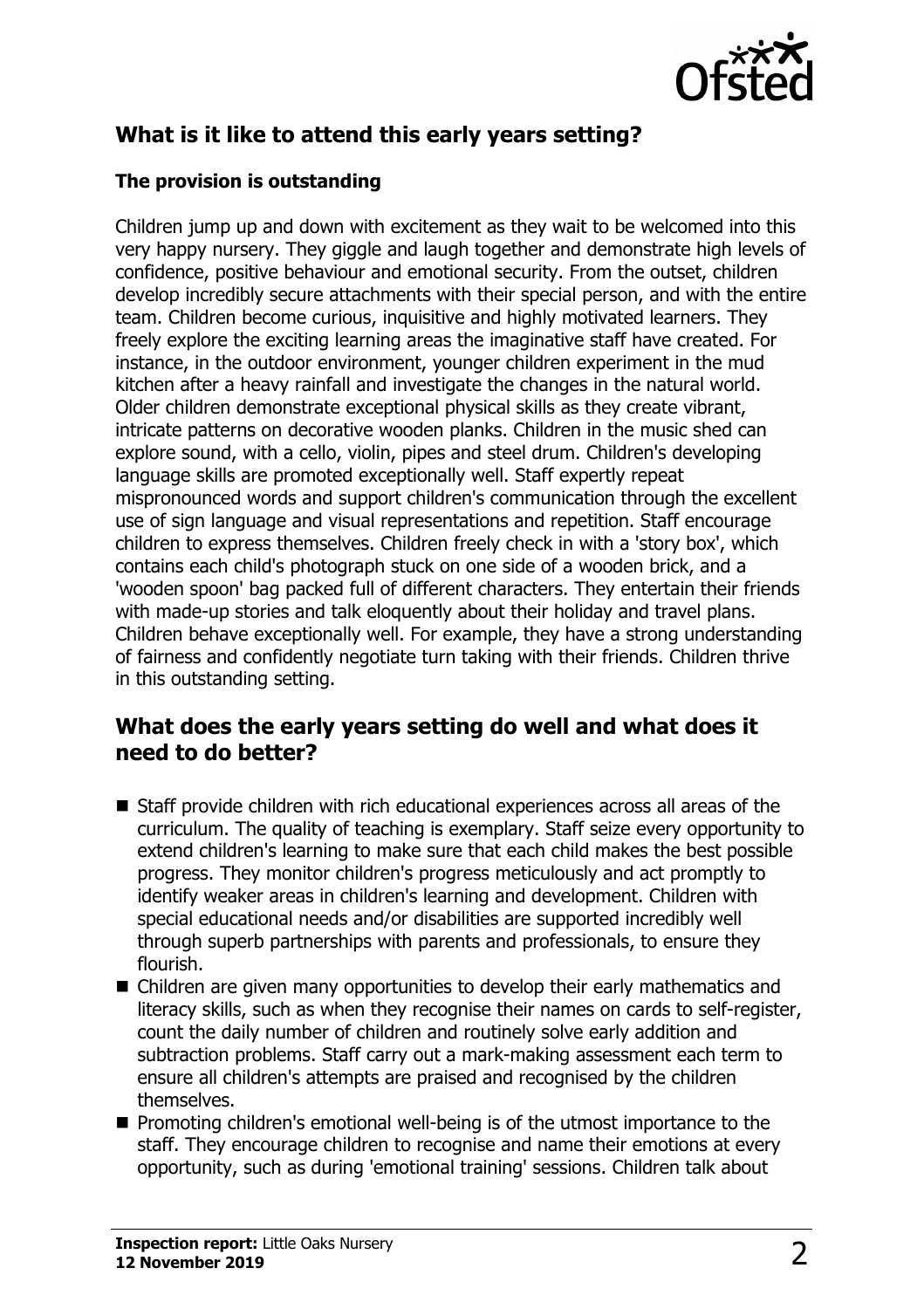## What is it like to attend this early years setting?

### The provision is outstanding

Children jump up and down with excitement as they wait to be welcomed into this very happy nursery. They giggle and laugh together and demonstrate high levels of confidence, positive behaviour and emotional security. From the outset, children develop incredibly secure attachments with their special person, and with the entire team. Children become curious, inquisitive and highly motivated learners. They freely explore the exciting learning areas the imaginative staff have created. For instance, in the outdoor environment, younger children experiment in the mud kitchen after a heavy rainfall and investigate the changes in the natural world. Older children demonstrate exceptional physical skills as they create vibrant, intricate patterns on decorative wooden planks. Children in the music shed can explore sound, with a cello, violin, pipes and steel drum. Children's developing language skills are promoted exceptionally well. Staff expertly repeat mispronounced words and support children's communication through the excellent use of sign language and visual representations and repetition. Staff encourage children to express themselves. Children freely check in with a 'story box', which contains each child's photograph stuck on one side of a wooden brick, and a 'wooden spoon' bag packed full of different characters. They entertain their friends with made-up stories and talk eloquently about their holiday and travel plans. Children behave exceptionally well. For example, they have a strong understanding of fairness and confidently negotiate turn taking with their friends. Children thrive in this outstanding setting.

## What does the early years setting do well and what does it need to do better?

- Staff provide children with rich educational experiences across all areas of the curriculum. The quality of teaching is exemplary. Staff seize every opportunity to extend children's learning to make sure that each child makes the best possible progress. They monitor children's progress meticulously and act promptly to identify weaker areas in children's learning and development. Children with special educational needs and/or disabilities are supported incredibly well through superb partnerships with parents and professionals, to ensure they flourish.
- Children are given many opportunities to develop their early mathematics and literacy skills, such as when they recognise their names on cards to self-register, count the daily number of children and routinely solve early addition and subtraction problems. Staff carry out a mark-making assessment each term to ensure all children's attempts are praised and recognised by the children themselves.
- Promoting children's emotional well-being is of the utmost importance to the staff. They encourage children to recognise and name their emotions at every opportunity, such as during 'emotional training' sessions. Children talk about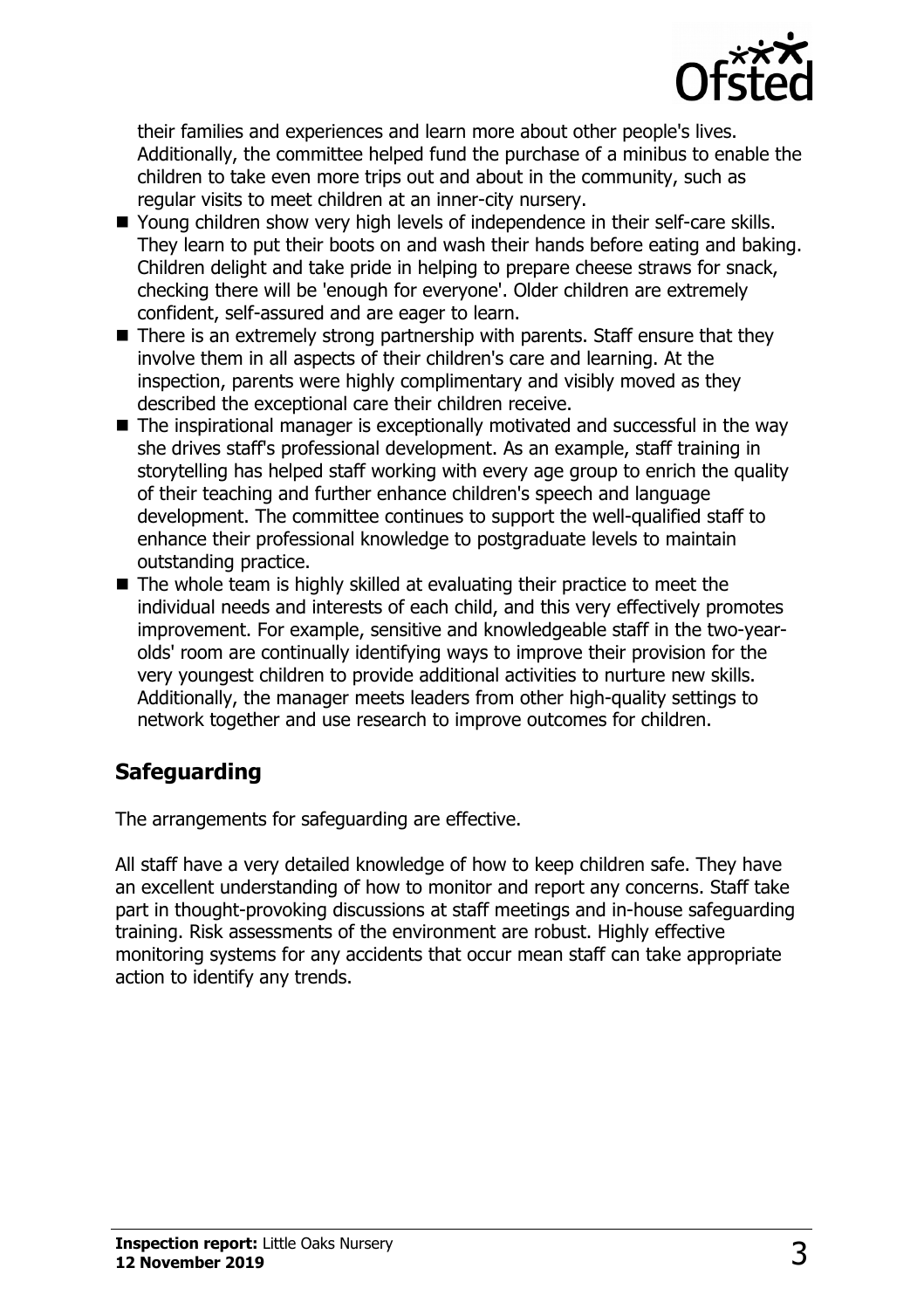their families and experiences and learn more about other people's lives. Additionally, the committee helped fund the purchase of a minibus to enable the children to take even more trips out and about in the community, such as regular visits to meet children at an inner-city nursery.

- Young children show very high levels of independence in their self-care skills. They learn to put their boots on and wash their hands before eating and baking. Children delight and take pride in helping to prepare cheese straws for snack, checking there will be 'enough for everyone'. Older children are extremely confident, self-assured and are eager to learn.
- There is an extremely strong partnership with parents. Staff ensure that they involve them in all aspects of their children's care and learning. At the inspection, parents were highly complimentary and visibly moved as they described the exceptional care their children receive.
- The inspirational manager is exceptionally motivated and successful in the way she drives staff's professional development. As an example, staff training in storytelling has helped staff working with every age group to enrich the quality of their teaching and further enhance children's speech and language development. The committee continues to support the well-qualified staff to enhance their professional knowledge to postgraduate levels to maintain outstanding practice.
- The whole team is highly skilled at evaluating their practice to meet the individual needs and interests of each child, and this very effectively promotes improvement. For example, sensitive and knowledgeable staff in the two-year-olds' room are continually identifying ways to improve their provision for the very youngest children to provide additional activities to nurture new skills. Additionally, the manager meets leaders from other high-quality settings to network together and use research to improve outcomes for children.

## Safeguarding

The arrangements for safeguarding are effective.

All staff have a very detailed knowledge of how to keep children safe. They have an excellent understanding of how to monitor and report any concerns. Staff take part in thought-provoking discussions at staff meetings and in-house safeguarding training. Risk assessments of the environment are robust. Highly effective monitoring systems for any accidents that occur mean staff can take appropriate action to identify any trends.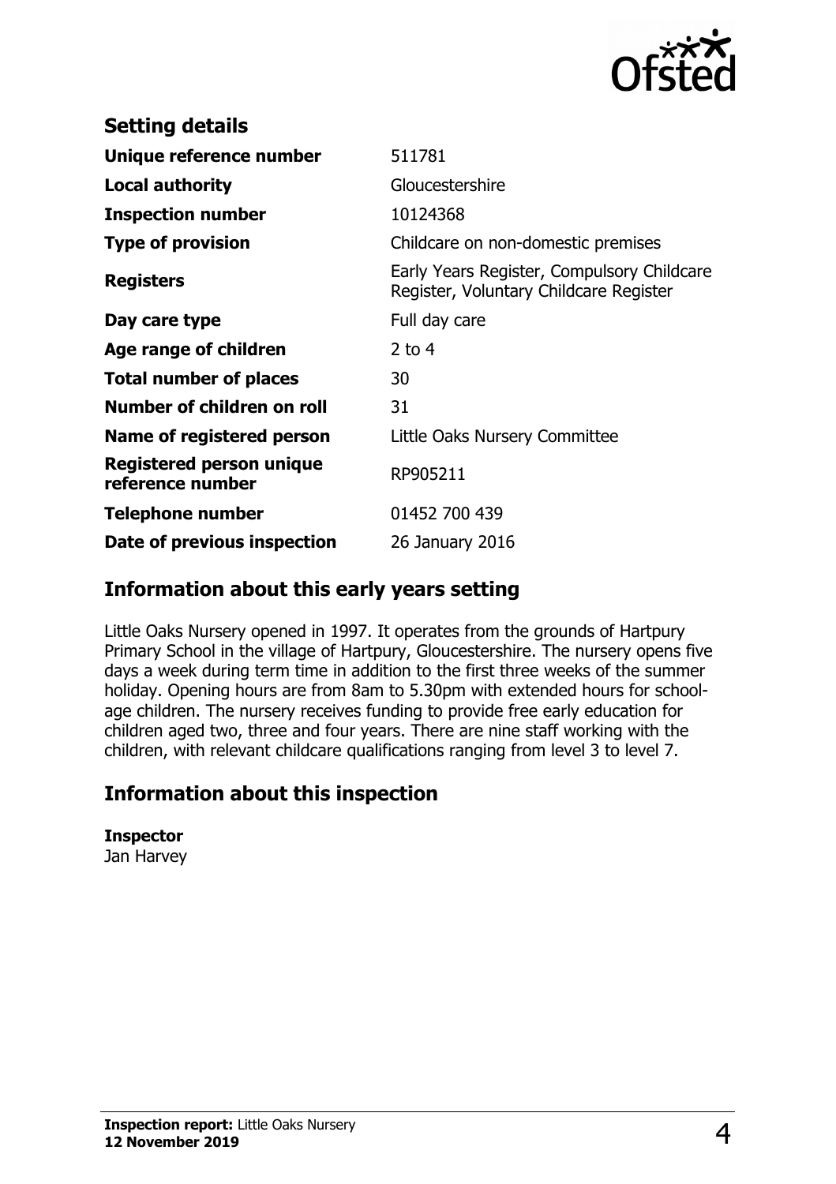## Setting details

| | |
|---|---|
| **Unique reference number** | 511781 |
| **Local authority** | Gloucestershire |
| **Inspection number** | 10124368 |
| **Type of provision** | Childcare on non-domestic premises |
| **Registers** | Early Years Register, Compulsory Childcare Register, Voluntary Childcare Register |
| **Day care type** | Full day care |
| **Age range of children** | 2 to 4 |
| **Total number of places** | 30 |
| **Number of children on roll** | 31 |
| **Name of registered person** | Little Oaks Nursery Committee |
| **Registered person unique reference number** | RP905211 |
| **Telephone number** | 01452 700 439 |
| **Date of previous inspection** | 26 January 2016 |

## Information about this early years setting

Little Oaks Nursery opened in 1997. It operates from the grounds of Hartpury Primary School in the village of Hartpury, Gloucestershire. The nursery opens five days a week during term time in addition to the first three weeks of the summer holiday. Opening hours are from 8am to 5.30pm with extended hours for school-age children. The nursery receives funding to provide free early education for children aged two, three and four years. There are nine staff working with the children, with relevant childcare qualifications ranging from level 3 to level 7.

## Information about this inspection

**Inspector**
Jan Harvey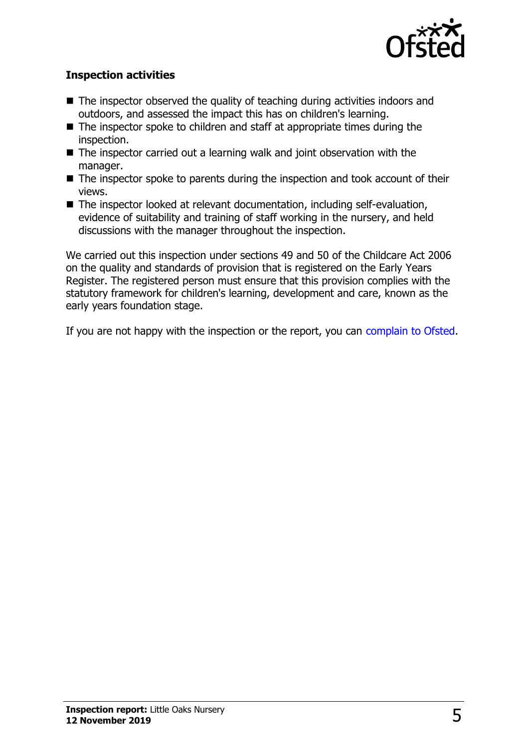## Inspection activities

- The inspector observed the quality of teaching during activities indoors and outdoors, and assessed the impact this has on children's learning.
- The inspector spoke to children and staff at appropriate times during the inspection.
- The inspector carried out a learning walk and joint observation with the manager.
- The inspector spoke to parents during the inspection and took account of their views.
- The inspector looked at relevant documentation, including self-evaluation, evidence of suitability and training of staff working in the nursery, and held discussions with the manager throughout the inspection.

We carried out this inspection under sections 49 and 50 of the Childcare Act 2006 on the quality and standards of provision that is registered on the Early Years Register. The registered person must ensure that this provision complies with the statutory framework for children's learning, development and care, known as the early years foundation stage.

If you are not happy with the inspection or the report, you can complain to Ofsted.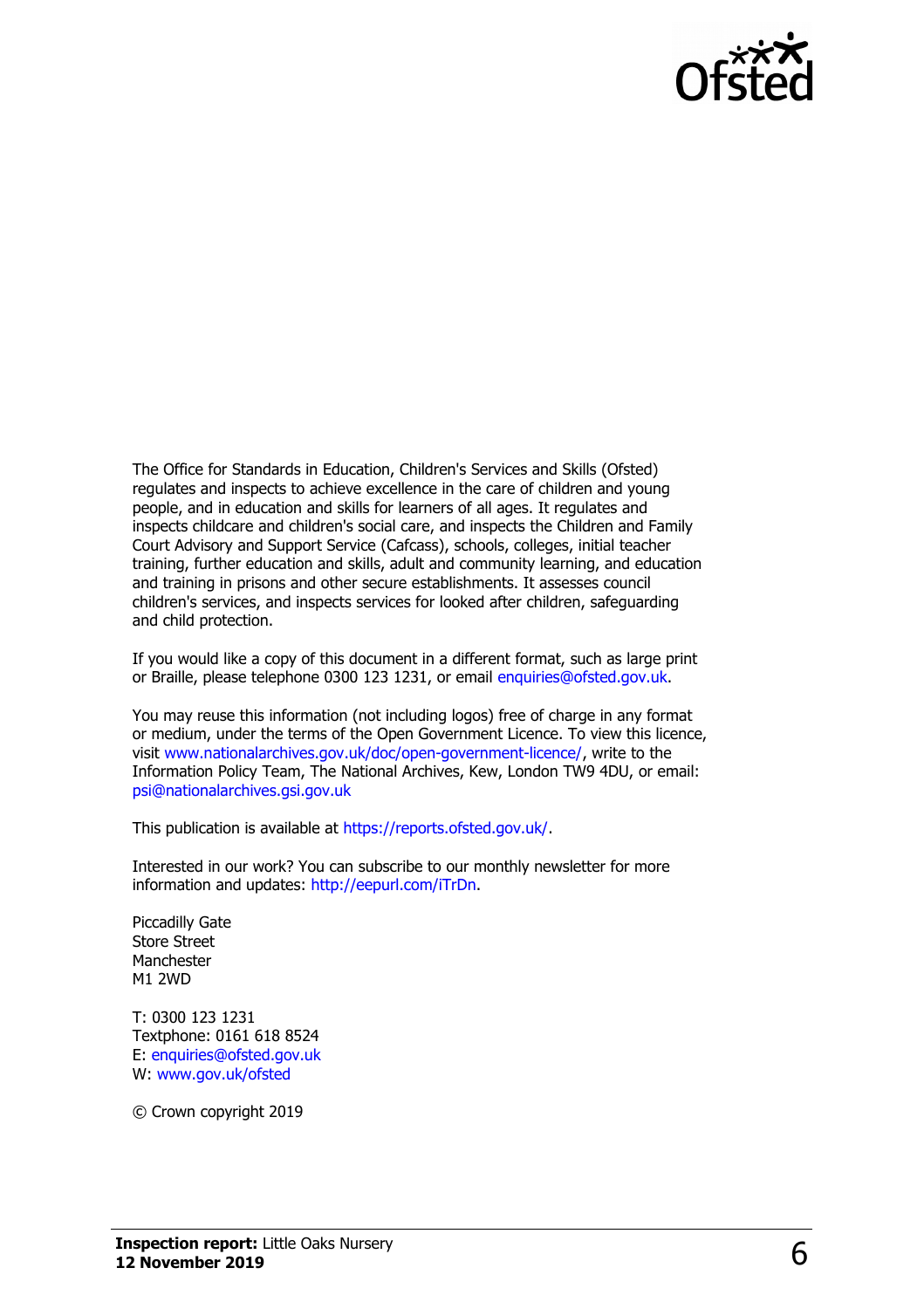The Office for Standards in Education, Children's Services and Skills (Ofsted) regulates and inspects to achieve excellence in the care of children and young people, and in education and skills for learners of all ages. It regulates and inspects childcare and children's social care, and inspects the Children and Family Court Advisory and Support Service (Cafcass), schools, colleges, initial teacher training, further education and skills, adult and community learning, and education and training in prisons and other secure establishments. It assesses council children's services, and inspects services for looked after children, safeguarding and child protection.

If you would like a copy of this document in a different format, such as large print or Braille, please telephone 0300 123 1231, or email enquiries@ofsted.gov.uk.

You may reuse this information (not including logos) free of charge in any format or medium, under the terms of the Open Government Licence. To view this licence, visit www.nationalarchives.gov.uk/doc/open-government-licence/, write to the Information Policy Team, The National Archives, Kew, London TW9 4DU, or email: psi@nationalarchives.gsi.gov.uk

This publication is available at https://reports.ofsted.gov.uk/.

Interested in our work? You can subscribe to our monthly newsletter for more information and updates: http://eepurl.com/iTrDn.

Piccadilly Gate
Store Street
Manchester
M1 2WD

T: 0300 123 1231
Textphone: 0161 618 8524
E: enquiries@ofsted.gov.uk
W: www.gov.uk/ofsted

© Crown copyright 2019